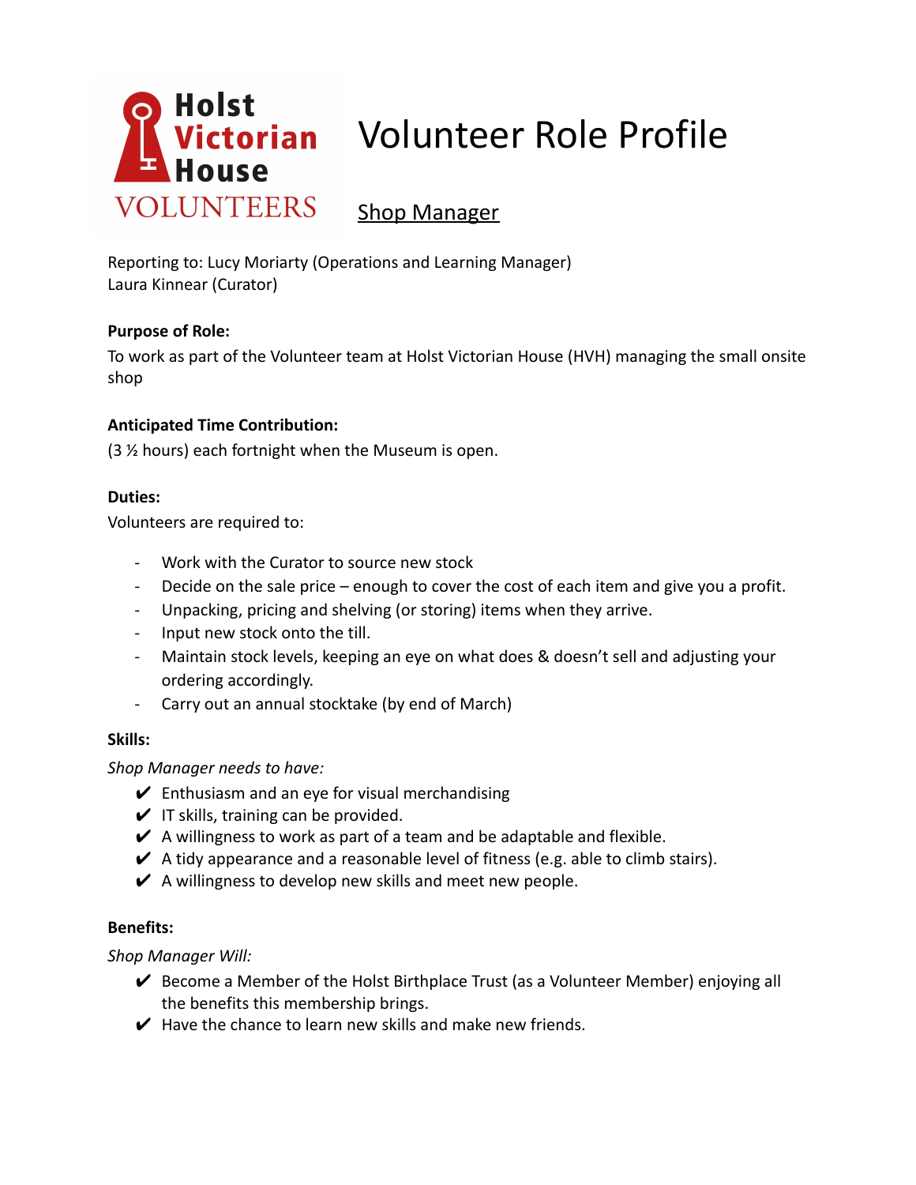Holst Victorian House
VOLUNTEERS

# Volunteer Role Profile

## Shop Manager

Reporting to: Lucy Moriarty (Operations and Learning Manager)
Laura Kinnear (Curator)

**Purpose of Role:**

To work as part of the Volunteer team at Holst Victorian House (HVH) managing the small onsite shop

**Anticipated Time Contribution:**

(3 ½ hours) each fortnight when the Museum is open.

**Duties:**

Volunteers are required to:

- Work with the Curator to source new stock
- Decide on the sale price – enough to cover the cost of each item and give you a profit.
- Unpacking, pricing and shelving (or storing) items when they arrive.
- Input new stock onto the till.
- Maintain stock levels, keeping an eye on what does & doesn't sell and adjusting your ordering accordingly.
- Carry out an annual stocktake (by end of March)

**Skills:**

*Shop Manager needs to have:*

- ✔ Enthusiasm and an eye for visual merchandising
- ✔ IT skills, training can be provided.
- ✔ A willingness to work as part of a team and be adaptable and flexible.
- ✔ A tidy appearance and a reasonable level of fitness (e.g. able to climb stairs).
- ✔ A willingness to develop new skills and meet new people.

**Benefits:**

*Shop Manager Will:*

- ✔ Become a Member of the Holst Birthplace Trust (as a Volunteer Member) enjoying all the benefits this membership brings.
- ✔ Have the chance to learn new skills and make new friends.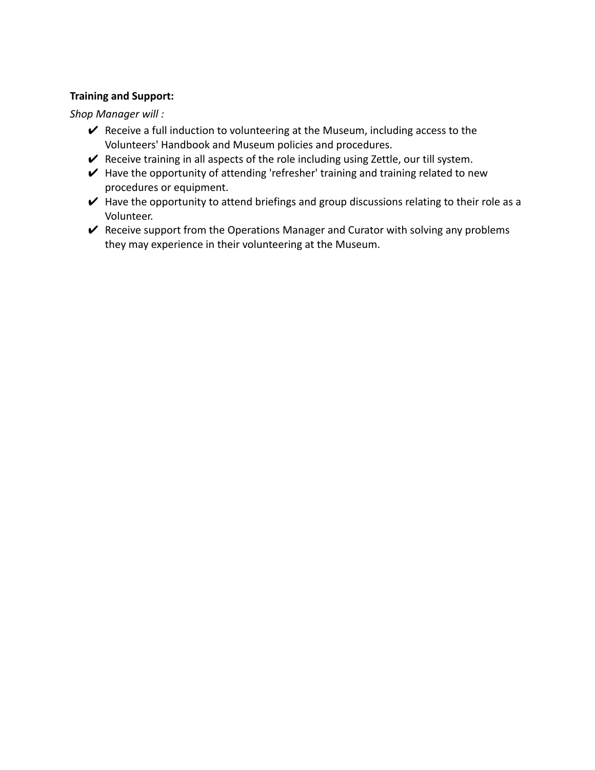**Training and Support:**

*Shop Manager will :*

- ✔ Receive a full induction to volunteering at the Museum, including access to the Volunteers' Handbook and Museum policies and procedures.
- ✔ Receive training in all aspects of the role including using Zettle, our till system.
- ✔ Have the opportunity of attending 'refresher' training and training related to new procedures or equipment.
- ✔ Have the opportunity to attend briefings and group discussions relating to their role as a Volunteer.
- ✔ Receive support from the Operations Manager and Curator with solving any problems they may experience in their volunteering at the Museum.